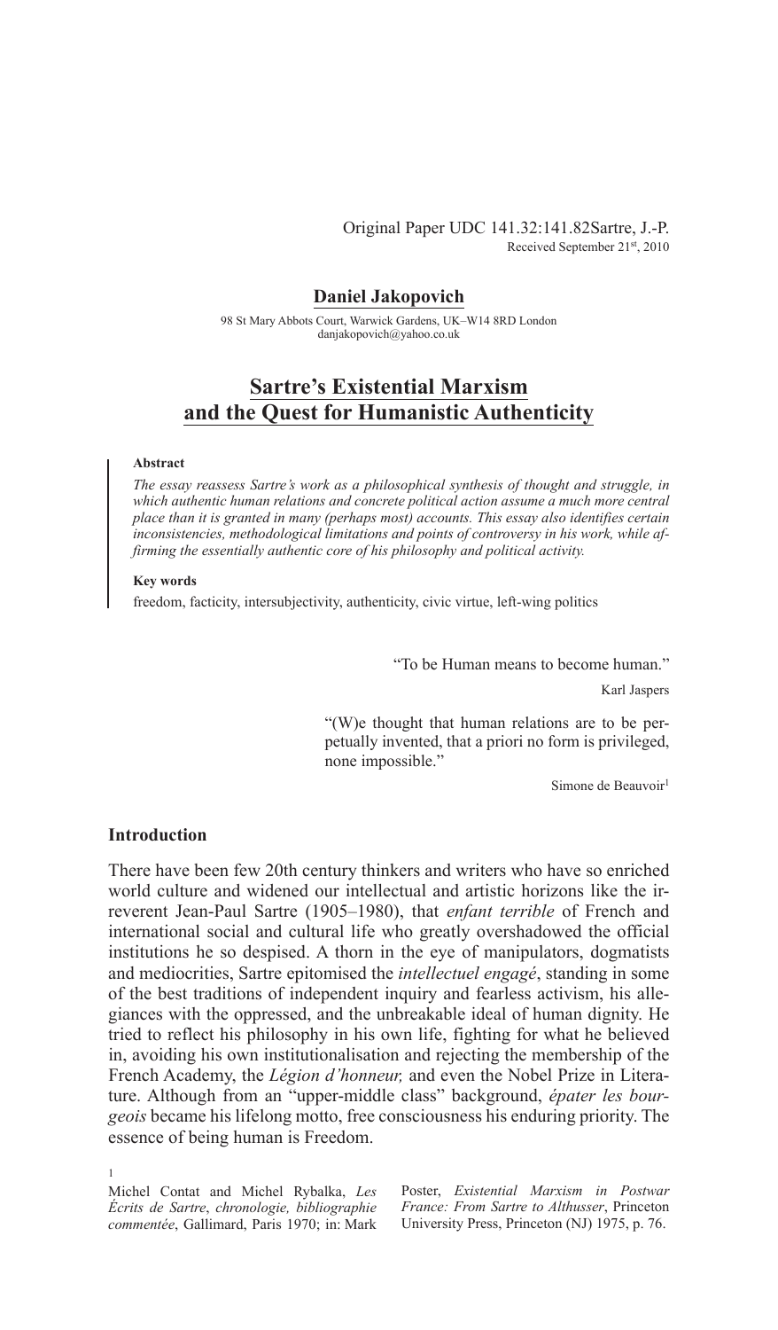Original Paper UDC 141.32:141.82Sartre, J.-P.
Received September 21st, 2010

**Daniel Jakopovich**

98 St Mary Abbots Court, Warwick Gardens, UK–W14 8RD London
danjakopovich@yahoo.co.uk

# Sartre's Existential Marxism and the Quest for Humanistic Authenticity

**Abstract**

*The essay reassess Sartre's work as a philosophical synthesis of thought and struggle, in which authentic human relations and concrete political action assume a much more central place than it is granted in many (perhaps most) accounts. This essay also identifies certain inconsistencies, methodological limitations and points of controversy in his work, while affirming the essentially authentic core of his philosophy and political activity.*

**Key words**

freedom, facticity, intersubjectivity, authenticity, civic virtue, left-wing politics

> "To be Human means to become human."
>
> Karl Jaspers

> "(W)e thought that human relations are to be perpetually invented, that a priori no form is privileged, none impossible."
>
> Simone de Beauvoir[1]

## Introduction

There have been few 20th century thinkers and writers who have so enriched world culture and widened our intellectual and artistic horizons like the irreverent Jean-Paul Sartre (1905–1980), that *enfant terrible* of French and international social and cultural life who greatly overshadowed the official institutions he so despised. A thorn in the eye of manipulators, dogmatists and mediocrities, Sartre epitomised the *intellectuel engagé*, standing in some of the best traditions of independent inquiry and fearless activism, his allegiances with the oppressed, and the unbreakable ideal of human dignity. He tried to reflect his philosophy in his own life, fighting for what he believed in, avoiding his own institutionalisation and rejecting the membership of the French Academy, the *Légion d'honneur,* and even the Nobel Prize in Literature. Although from an "upper-middle class" background, *épater les bourgeois* became his lifelong motto, free consciousness his enduring priority. The essence of being human is Freedom.

---

[1] Michel Contat and Michel Rybalka, *Les Écrits de Sartre*, *chronologie, bibliographie commentée*, Gallimard, Paris 1970; in: Mark Poster, *Existential Marxism in Postwar France: From Sartre to Althusser*, Princeton University Press, Princeton (NJ) 1975, p. 76.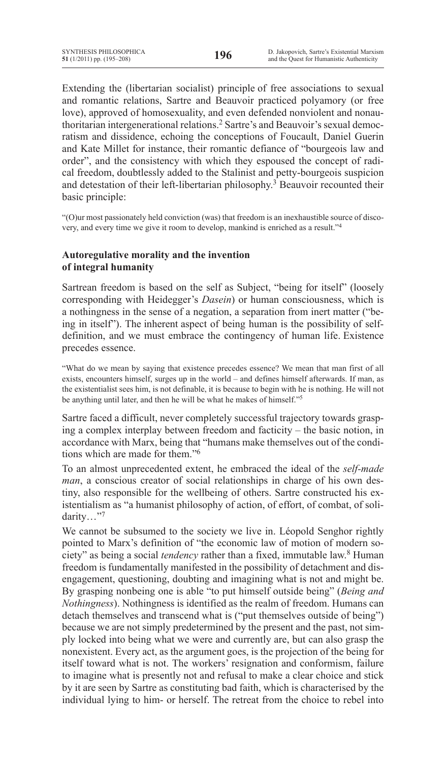Extending the (libertarian socialist) principle of free associations to sexual and romantic relations, Sartre and Beauvoir practiced polyamory (or free love), approved of homosexuality, and even defended nonviolent and nonauthoritarian intergenerational relations.[2] Sartre's and Beauvoir's sexual democratism and dissidence, echoing the conceptions of Foucault, Daniel Guerin and Kate Millet for instance, their romantic defiance of "bourgeois law and order", and the consistency with which they espoused the concept of radical freedom, doubtlessly added to the Stalinist and petty-bourgeois suspicion and detestation of their left-libertarian philosophy.[3] Beauvoir recounted their basic principle:

"(O)ur most passionately held conviction (was) that freedom is an inexhaustible source of discovery, and every time we give it room to develop, mankind is enriched as a result."[4]

## Autoregulative morality and the invention of integral humanity

Sartrean freedom is based on the self as Subject, "being for itself" (loosely corresponding with Heidegger's *Dasein*) or human consciousness, which is a nothingness in the sense of a negation, a separation from inert matter ("being in itself"). The inherent aspect of being human is the possibility of self-definition, and we must embrace the contingency of human life. Existence precedes essence.

"What do we mean by saying that existence precedes essence? We mean that man first of all exists, encounters himself, surges up in the world – and defines himself afterwards. If man, as the existentialist sees him, is not definable, it is because to begin with he is nothing. He will not be anything until later, and then he will be what he makes of himself."[5]

Sartre faced a difficult, never completely successful trajectory towards grasping a complex interplay between freedom and facticity – the basic notion, in accordance with Marx, being that "humans make themselves out of the conditions which are made for them."[6]

To an almost unprecedented extent, he embraced the ideal of the *self-made man*, a conscious creator of social relationships in charge of his own destiny, also responsible for the wellbeing of others. Sartre constructed his existentialism as "a humanist philosophy of action, of effort, of combat, of solidarity…"[7]

We cannot be subsumed to the society we live in. Léopold Senghor rightly pointed to Marx's definition of "the economic law of motion of modern society" as being a social *tendency* rather than a fixed, immutable law.[8] Human freedom is fundamentally manifested in the possibility of detachment and disengagement, questioning, doubting and imagining what is not and might be. By grasping nonbeing one is able "to put himself outside being" (*Being and Nothingness*). Nothingness is identified as the realm of freedom. Humans can detach themselves and transcend what is ("put themselves outside of being") because we are not simply predetermined by the present and the past, not simply locked into being what we were and currently are, but can also grasp the nonexistent. Every act, as the argument goes, is the projection of the being for itself toward what is not. The workers' resignation and conformism, failure to imagine what is presently not and refusal to make a clear choice and stick by it are seen by Sartre as constituting bad faith, which is characterised by the individual lying to him- or herself. The retreat from the choice to rebel into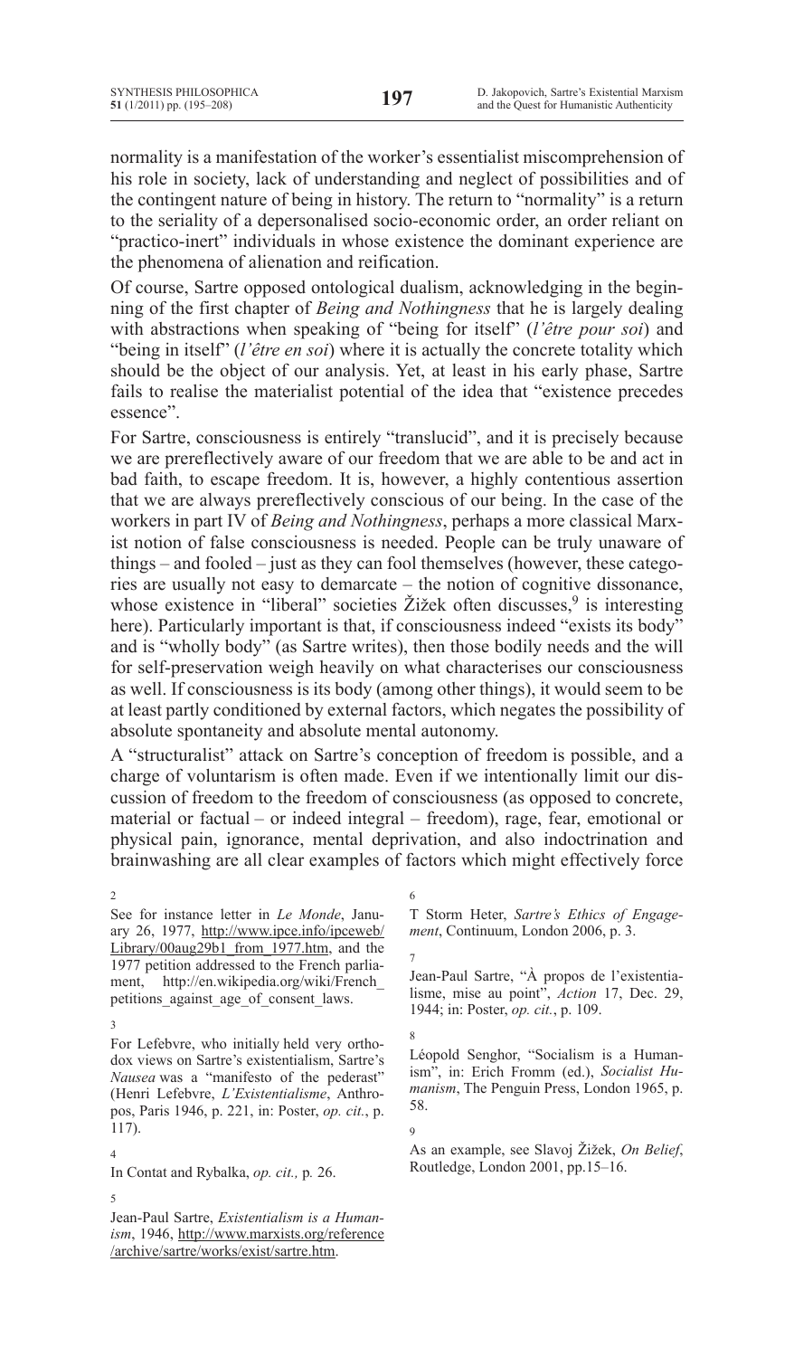normality is a manifestation of the worker's essentialist miscomprehension of his role in society, lack of understanding and neglect of possibilities and of the contingent nature of being in history. The return to "normality" is a return to the seriality of a depersonalised socio-economic order, an order reliant on "practico-inert" individuals in whose existence the dominant experience are the phenomena of alienation and reification.

Of course, Sartre opposed ontological dualism, acknowledging in the beginning of the first chapter of *Being and Nothingness* that he is largely dealing with abstractions when speaking of "being for itself" (*l'être pour soi*) and "being in itself" (*l'être en soi*) where it is actually the concrete totality which should be the object of our analysis. Yet, at least in his early phase, Sartre fails to realise the materialist potential of the idea that "existence precedes essence".

For Sartre, consciousness is entirely "translucid", and it is precisely because we are prereflectively aware of our freedom that we are able to be and act in bad faith, to escape freedom. It is, however, a highly contentious assertion that we are always prereflectively conscious of our being. In the case of the workers in part IV of *Being and Nothingness*, perhaps a more classical Marxist notion of false consciousness is needed. People can be truly unaware of things – and fooled – just as they can fool themselves (however, these categories are usually not easy to demarcate – the notion of cognitive dissonance, whose existence in "liberal" societies Žižek often discusses,[9] is interesting here). Particularly important is that, if consciousness indeed "exists its body" and is "wholly body" (as Sartre writes), then those bodily needs and the will for self-preservation weigh heavily on what characterises our consciousness as well. If consciousness is its body (among other things), it would seem to be at least partly conditioned by external factors, which negates the possibility of absolute spontaneity and absolute mental autonomy.

A "structuralist" attack on Sartre's conception of freedom is possible, and a charge of voluntarism is often made. Even if we intentionally limit our discussion of freedom to the freedom of consciousness (as opposed to concrete, material or factual – or indeed integral – freedom), rage, fear, emotional or physical pain, ignorance, mental deprivation, and also indoctrination and brainwashing are all clear examples of factors which might effectively force

---

[2] See for instance letter in *Le Monde*, January 26, 1977, http://www.ipce.info/ipceweb/Library/00aug29b1_from_1977.htm, and the 1977 petition addressed to the French parliament, http://en.wikipedia.org/wiki/French_petitions_against_age_of_consent_laws.

[3] For Lefebvre, who initially held very orthodox views on Sartre's existentialism, Sartre's *Nausea* was a "manifesto of the pederast" (Henri Lefebvre, *L'Existentialisme*, Anthropos, Paris 1946, p. 221, in: Poster, *op. cit.*, p. 117).

[4] In Contat and Rybalka, *op. cit.,* p. 26.

[5] Jean-Paul Sartre, *Existentialism is a Humanism*, 1946, http://www.marxists.org/reference/archive/sartre/works/exist/sartre.htm.

[6] T Storm Heter, *Sartre's Ethics of Engagement*, Continuum, London 2006, p. 3.

[7] Jean-Paul Sartre, "À propos de l'existentialisme, mise au point", *Action* 17, Dec. 29, 1944; in: Poster, *op. cit.*, p. 109.

[8] Léopold Senghor, "Socialism is a Humanism", in: Erich Fromm (ed.), *Socialist Humanism*, The Penguin Press, London 1965, p. 58.

[9] As an example, see Slavoj Žižek, *On Belief*, Routledge, London 2001, pp.15–16.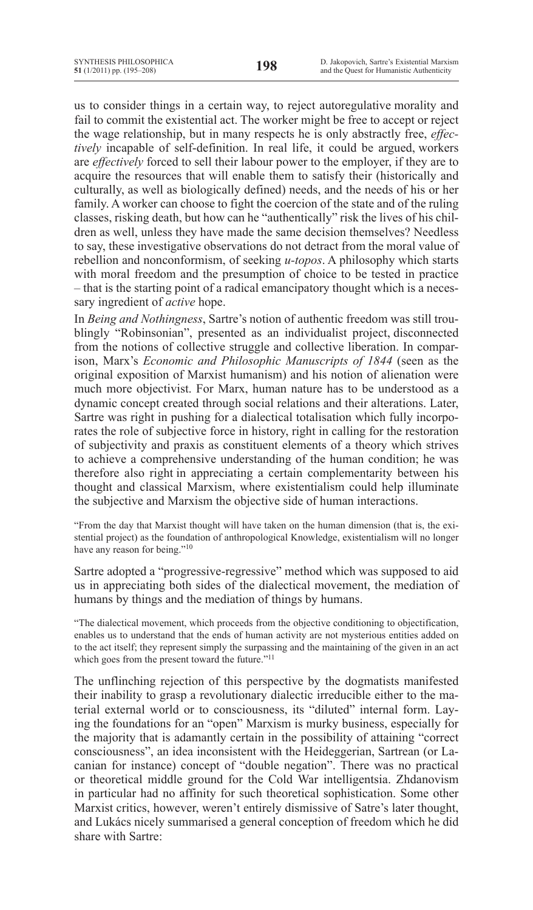us to consider things in a certain way, to reject autoregulative morality and fail to commit the existential act. The worker might be free to accept or reject the wage relationship, but in many respects he is only abstractly free, *effectively* incapable of self-definition. In real life, it could be argued, workers are *effectively* forced to sell their labour power to the employer, if they are to acquire the resources that will enable them to satisfy their (historically and culturally, as well as biologically defined) needs, and the needs of his or her family. A worker can choose to fight the coercion of the state and of the ruling classes, risking death, but how can he "authentically" risk the lives of his children as well, unless they have made the same decision themselves? Needless to say, these investigative observations do not detract from the moral value of rebellion and nonconformism, of seeking *u-topos*. A philosophy which starts with moral freedom and the presumption of choice to be tested in practice – that is the starting point of a radical emancipatory thought which is a necessary ingredient of *active* hope.

In *Being and Nothingness*, Sartre's notion of authentic freedom was still troublingly "Robinsonian", presented as an individualist project, disconnected from the notions of collective struggle and collective liberation. In comparison, Marx's *Economic and Philosophic Manuscripts of 1844* (seen as the original exposition of Marxist humanism) and his notion of alienation were much more objectivist. For Marx, human nature has to be understood as a dynamic concept created through social relations and their alterations. Later, Sartre was right in pushing for a dialectical totalisation which fully incorporates the role of subjective force in history, right in calling for the restoration of subjectivity and praxis as constituent elements of a theory which strives to achieve a comprehensive understanding of the human condition; he was therefore also right in appreciating a certain complementarity between his thought and classical Marxism, where existentialism could help illuminate the subjective and Marxism the objective side of human interactions.

> "From the day that Marxist thought will have taken on the human dimension (that is, the existential project) as the foundation of anthropological Knowledge, existentialism will no longer have any reason for being."[10]

Sartre adopted a "progressive-regressive" method which was supposed to aid us in appreciating both sides of the dialectical movement, the mediation of humans by things and the mediation of things by humans.

> "The dialectical movement, which proceeds from the objective conditioning to objectification, enables us to understand that the ends of human activity are not mysterious entities added on to the act itself; they represent simply the surpassing and the maintaining of the given in an act which goes from the present toward the future."[11]

The unflinching rejection of this perspective by the dogmatists manifested their inability to grasp a revolutionary dialectic irreducible either to the material external world or to consciousness, its "diluted" internal form. Laying the foundations for an "open" Marxism is murky business, especially for the majority that is adamantly certain in the possibility of attaining "correct consciousness", an idea inconsistent with the Heideggerian, Sartrean (or Lacanian for instance) concept of "double negation". There was no practical or theoretical middle ground for the Cold War intelligentsia. Zhdanovism in particular had no affinity for such theoretical sophistication. Some other Marxist critics, however, weren't entirely dismissive of Satre's later thought, and Lukács nicely summarised a general conception of freedom which he did share with Sartre: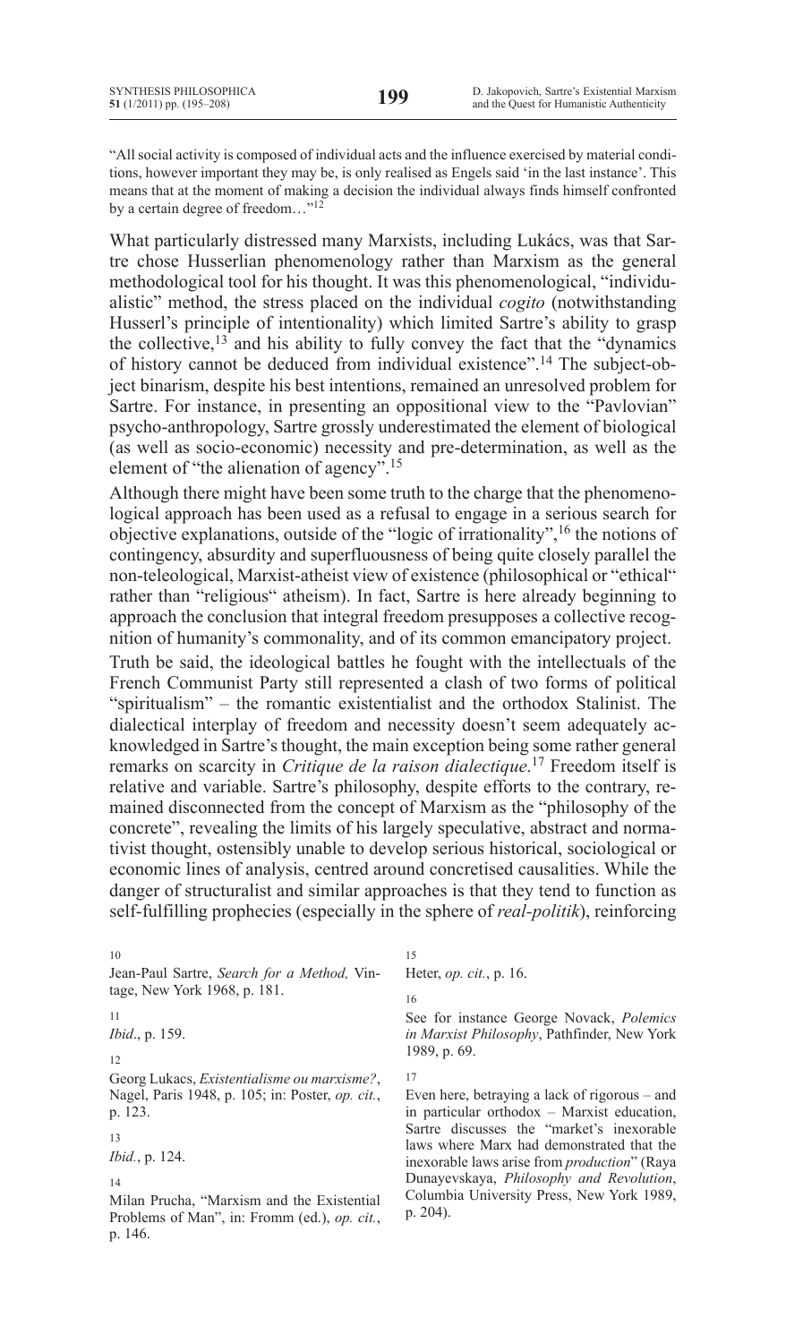"All social activity is composed of individual acts and the influence exercised by material conditions, however important they may be, is only realised as Engels said 'in the last instance'. This means that at the moment of making a decision the individual always finds himself confronted by a certain degree of freedom…"[12]

What particularly distressed many Marxists, including Lukács, was that Sartre chose Husserlian phenomenology rather than Marxism as the general methodological tool for his thought. It was this phenomenological, "individualistic" method, the stress placed on the individual *cogito* (notwithstanding Husserl's principle of intentionality) which limited Sartre's ability to grasp the collective,[13] and his ability to fully convey the fact that the "dynamics of history cannot be deduced from individual existence".[14] The subject-object binarism, despite his best intentions, remained an unresolved problem for Sartre. For instance, in presenting an oppositional view to the "Pavlovian" psycho-anthropology, Sartre grossly underestimated the element of biological (as well as socio-economic) necessity and pre-determination, as well as the element of "the alienation of agency".[15]

Although there might have been some truth to the charge that the phenomenological approach has been used as a refusal to engage in a serious search for objective explanations, outside of the "logic of irrationality",[16] the notions of contingency, absurdity and superfluousness of being quite closely parallel the non-teleological, Marxist-atheist view of existence (philosophical or "ethical" rather than "religious" atheism). In fact, Sartre is here already beginning to approach the conclusion that integral freedom presupposes a collective recognition of humanity's commonality, and of its common emancipatory project.

Truth be said, the ideological battles he fought with the intellectuals of the French Communist Party still represented a clash of two forms of political "spiritualism" – the romantic existentialist and the orthodox Stalinist. The dialectical interplay of freedom and necessity doesn't seem adequately acknowledged in Sartre's thought, the main exception being some rather general remarks on scarcity in *Critique de la raison dialectique*.[17] Freedom itself is relative and variable. Sartre's philosophy, despite efforts to the contrary, remained disconnected from the concept of Marxism as the "philosophy of the concrete", revealing the limits of his largely speculative, abstract and normativist thought, ostensibly unable to develop serious historical, sociological or economic lines of analysis, centred around concretised causalities. While the danger of structuralist and similar approaches is that they tend to function as self-fulfilling prophecies (especially in the sphere of *real-politik*), reinforcing

---

10 Jean-Paul Sartre, *Search for a Method,* Vintage, New York 1968, p. 181.

11 *Ibid*., p. 159.

12 Georg Lukacs, *Existentialisme ou marxisme?*, Nagel, Paris 1948, p. 105; in: Poster, *op. cit.*, p. 123.

13 *Ibid.*, p. 124.

14 Milan Prucha, "Marxism and the Existential Problems of Man", in: Fromm (ed.), *op. cit.*, p. 146.

15 Heter, *op. cit.*, p. 16.

16 See for instance George Novack, *Polemics in Marxist Philosophy*, Pathfinder, New York 1989, p. 69.

17 Even here, betraying a lack of rigorous – and in particular orthodox – Marxist education, Sartre discusses the "market's inexorable laws where Marx had demonstrated that the inexorable laws arise from *production*" (Raya Dunayevskaya, *Philosophy and Revolution*, Columbia University Press, New York 1989, p. 204).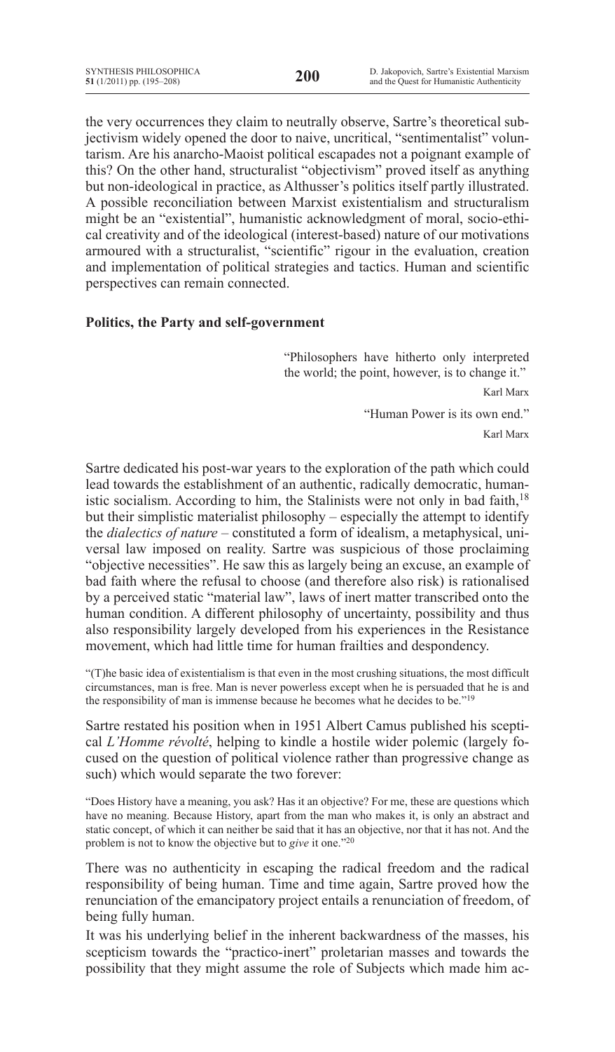the very occurrences they claim to neutrally observe, Sartre's theoretical subjectivism widely opened the door to naive, uncritical, "sentimentalist" voluntarism. Are his anarcho-Maoist political escapades not a poignant example of this? On the other hand, structuralist "objectivism" proved itself as anything but non-ideological in practice, as Althusser's politics itself partly illustrated. A possible reconciliation between Marxist existentialism and structuralism might be an "existential", humanistic acknowledgment of moral, socio-ethical creativity and of the ideological (interest-based) nature of our motivations armoured with a structuralist, "scientific" rigour in the evaluation, creation and implementation of political strategies and tactics. Human and scientific perspectives can remain connected.

## Politics, the Party and self-government

> "Philosophers have hitherto only interpreted the world; the point, however, is to change it."
>
> Karl Marx
>
> "Human Power is its own end."
>
> Karl Marx

Sartre dedicated his post-war years to the exploration of the path which could lead towards the establishment of an authentic, radically democratic, humanistic socialism. According to him, the Stalinists were not only in bad faith,[18] but their simplistic materialist philosophy – especially the attempt to identify the *dialectics of nature* – constituted a form of idealism, a metaphysical, universal law imposed on reality. Sartre was suspicious of those proclaiming "objective necessities". He saw this as largely being an excuse, an example of bad faith where the refusal to choose (and therefore also risk) is rationalised by a perceived static "material law", laws of inert matter transcribed onto the human condition. A different philosophy of uncertainty, possibility and thus also responsibility largely developed from his experiences in the Resistance movement, which had little time for human frailties and despondency.

"(T)he basic idea of existentialism is that even in the most crushing situations, the most difficult circumstances, man is free. Man is never powerless except when he is persuaded that he is and the responsibility of man is immense because he becomes what he decides to be."[19]

Sartre restated his position when in 1951 Albert Camus published his sceptical *L'Homme révolté*, helping to kindle a hostile wider polemic (largely focused on the question of political violence rather than progressive change as such) which would separate the two forever:

"Does History have a meaning, you ask? Has it an objective? For me, these are questions which have no meaning. Because History, apart from the man who makes it, is only an abstract and static concept, of which it can neither be said that it has an objective, nor that it has not. And the problem is not to know the objective but to *give* it one."[20]

There was no authenticity in escaping the radical freedom and the radical responsibility of being human. Time and time again, Sartre proved how the renunciation of the emancipatory project entails a renunciation of freedom, of being fully human.

It was his underlying belief in the inherent backwardness of the masses, his scepticism towards the "practico-inert" proletarian masses and towards the possibility that they might assume the role of Subjects which made him ac-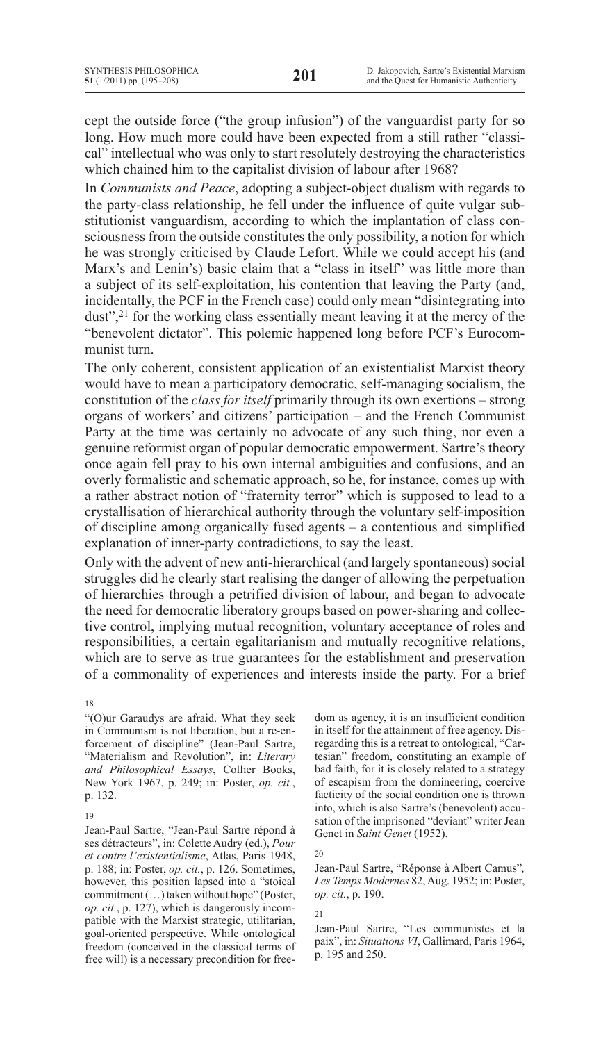cept the outside force ("the group infusion") of the vanguardist party for so long. How much more could have been expected from a still rather "classical" intellectual who was only to start resolutely destroying the characteristics which chained him to the capitalist division of labour after 1968?

In *Communists and Peace*, adopting a subject-object dualism with regards to the party-class relationship, he fell under the influence of quite vulgar substitutionist vanguardism, according to which the implantation of class consciousness from the outside constitutes the only possibility, a notion for which he was strongly criticised by Claude Lefort. While we could accept his (and Marx's and Lenin's) basic claim that a "class in itself" was little more than a subject of its self-exploitation, his contention that leaving the Party (and, incidentally, the PCF in the French case) could only mean "disintegrating into dust",[21] for the working class essentially meant leaving it at the mercy of the "benevolent dictator". This polemic happened long before PCF's Eurocommunist turn.

The only coherent, consistent application of an existentialist Marxist theory would have to mean a participatory democratic, self-managing socialism, the constitution of the *class for itself* primarily through its own exertions – strong organs of workers' and citizens' participation – and the French Communist Party at the time was certainly no advocate of any such thing, nor even a genuine reformist organ of popular democratic empowerment. Sartre's theory once again fell pray to his own internal ambiguities and confusions, and an overly formalistic and schematic approach, so he, for instance, comes up with a rather abstract notion of "fraternity terror" which is supposed to lead to a crystallisation of hierarchical authority through the voluntary self-imposition of discipline among organically fused agents – a contentious and simplified explanation of inner-party contradictions, to say the least.

Only with the advent of new anti-hierarchical (and largely spontaneous) social struggles did he clearly start realising the danger of allowing the perpetuation of hierarchies through a petrified division of labour, and began to advocate the need for democratic liberatory groups based on power-sharing and collective control, implying mutual recognition, voluntary acceptance of roles and responsibilities, a certain egalitarianism and mutually recognitive relations, which are to serve as true guarantees for the establishment and preservation of a commonality of experiences and interests inside the party. For a brief

---

18

"(O)ur Garaudys are afraid. What they seek in Communism is not liberation, but a re-enforcement of discipline" (Jean-Paul Sartre, "Materialism and Revolution", in: *Literary and Philosophical Essays*, Collier Books, New York 1967, p. 249; in: Poster, *op. cit.*, p. 132.

19

Jean-Paul Sartre, "Jean-Paul Sartre répond à ses détracteurs", in: Colette Audry (ed.), *Pour et contre l'existentialisme*, Atlas, Paris 1948, p. 188; in: Poster, *op. cit.*, p. 126. Sometimes, however, this position lapsed into a "stoical commitment (…) taken without hope" (Poster, *op. cit.*, p. 127), which is dangerously incompatible with the Marxist strategic, utilitarian, goal-oriented perspective. While ontological freedom (conceived in the classical terms of free will) is a necessary precondition for freedom as agency, it is an insufficient condition in itself for the attainment of free agency. Disregarding this is a retreat to ontological, "Cartesian" freedom, constituting an example of bad faith, for it is closely related to a strategy of escapism from the domineering, coercive facticity of the social condition one is thrown into, which is also Sartre's (benevolent) accusation of the imprisoned "deviant" writer Jean Genet in *Saint Genet* (1952).

20

Jean-Paul Sartre, "Réponse à Albert Camus"*, Les Temps Modernes* 82, Aug. 1952; in: Poster, *op. cit.*, p. 190.

21

Jean-Paul Sartre, "Les communistes et la paix", in: *Situations VI*, Gallimard, Paris 1964, p. 195 and 250.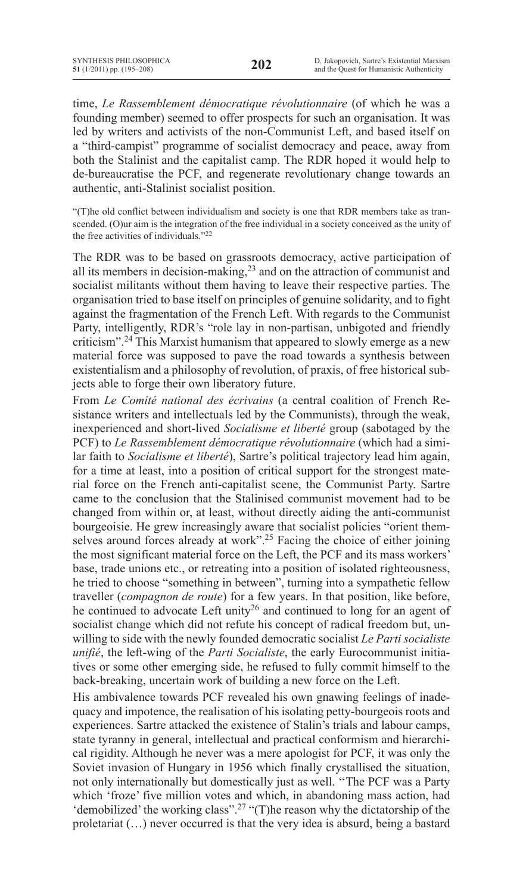time, *Le Rassemblement démocratique révolutionnaire* (of which he was a founding member) seemed to offer prospects for such an organisation. It was led by writers and activists of the non-Communist Left, and based itself on a "third-campist" programme of socialist democracy and peace, away from both the Stalinist and the capitalist camp. The RDR hoped it would help to de-bureaucratise the PCF, and regenerate revolutionary change towards an authentic, anti-Stalinist socialist position.

"(T)he old conflict between individualism and society is one that RDR members take as transcended. (O)ur aim is the integration of the free individual in a society conceived as the unity of the free activities of individuals."[22]

The RDR was to be based on grassroots democracy, active participation of all its members in decision-making,[23] and on the attraction of communist and socialist militants without them having to leave their respective parties. The organisation tried to base itself on principles of genuine solidarity, and to fight against the fragmentation of the French Left. With regards to the Communist Party, intelligently, RDR's "role lay in non-partisan, unbigoted and friendly criticism".[24] This Marxist humanism that appeared to slowly emerge as a new material force was supposed to pave the road towards a synthesis between existentialism and a philosophy of revolution, of praxis, of free historical subjects able to forge their own liberatory future.

From *Le Comité national des écrivains* (a central coalition of French Resistance writers and intellectuals led by the Communists), through the weak, inexperienced and short-lived *Socialisme et liberté* group (sabotaged by the PCF) to *Le Rassemblement démocratique révolutionnaire* (which had a similar faith to *Socialisme et liberté*), Sartre's political trajectory lead him again, for a time at least, into a position of critical support for the strongest material force on the French anti-capitalist scene, the Communist Party. Sartre came to the conclusion that the Stalinised communist movement had to be changed from within or, at least, without directly aiding the anti-communist bourgeoisie. He grew increasingly aware that socialist policies "orient themselves around forces already at work".[25] Facing the choice of either joining the most significant material force on the Left, the PCF and its mass workers' base, trade unions etc., or retreating into a position of isolated righteousness, he tried to choose "something in between", turning into a sympathetic fellow traveller (*compagnon de route*) for a few years. In that position, like before, he continued to advocate Left unity[26] and continued to long for an agent of socialist change which did not refute his concept of radical freedom but, unwilling to side with the newly founded democratic socialist *Le Parti socialiste unifié*, the left-wing of the *Parti Socialiste*, the early Eurocommunist initiatives or some other emerging side, he refused to fully commit himself to the back-breaking, uncertain work of building a new force on the Left.

His ambivalence towards PCF revealed his own gnawing feelings of inadequacy and impotence, the realisation of his isolating petty-bourgeois roots and experiences. Sartre attacked the existence of Stalin's trials and labour camps, state tyranny in general, intellectual and practical conformism and hierarchical rigidity. Although he never was a mere apologist for PCF, it was only the Soviet invasion of Hungary in 1956 which finally crystallised the situation, not only internationally but domestically just as well. "The PCF was a Party which 'froze' five million votes and which, in abandoning mass action, had 'demobilized' the working class".[27] "(T)he reason why the dictatorship of the proletariat (…) never occurred is that the very idea is absurd, being a bastard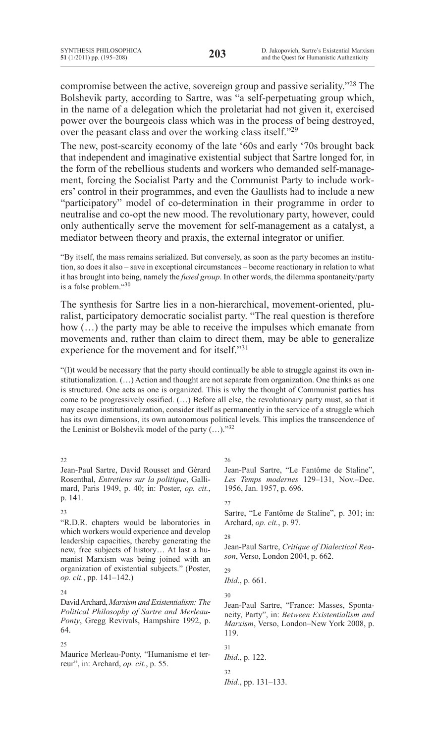compromise between the active, sovereign group and passive seriality."[28] The Bolshevik party, according to Sartre, was "a self-perpetuating group which, in the name of a delegation which the proletariat had not given it, exercised power over the bourgeois class which was in the process of being destroyed, over the peasant class and over the working class itself."[29]

The new, post-scarcity economy of the late '60s and early '70s brought back that independent and imaginative existential subject that Sartre longed for, in the form of the rebellious students and workers who demanded self-management, forcing the Socialist Party and the Communist Party to include workers' control in their programmes, and even the Gaullists had to include a new "participatory" model of co-determination in their programme in order to neutralise and co-opt the new mood. The revolutionary party, however, could only authentically serve the movement for self-management as a catalyst, a mediator between theory and praxis, the external integrator or unifier.

> "By itself, the mass remains serialized. But conversely, as soon as the party becomes an institution, so does it also – save in exceptional circumstances – become reactionary in relation to what it has brought into being, namely the *fused group*. In other words, the dilemma spontaneity/party is a false problem."[30]

The synthesis for Sartre lies in a non-hierarchical, movement-oriented, pluralist, participatory democratic socialist party. "The real question is therefore how (…) the party may be able to receive the impulses which emanate from movements and, rather than claim to direct them, may be able to generalize experience for the movement and for itself."[31]

> "(I)t would be necessary that the party should continually be able to struggle against its own institutionalization. (…) Action and thought are not separate from organization. One thinks as one is structured. One acts as one is organized. This is why the thought of Communist parties has come to be progressively ossified. (…) Before all else, the revolutionary party must, so that it may escape institutionalization, consider itself as permanently in the service of a struggle which has its own dimensions, its own autonomous political levels. This implies the transcendence of the Leninist or Bolshevik model of the party (…)."[32]

---

22 Jean-Paul Sartre, David Rousset and Gérard Rosenthal, *Entretiens sur la politique*, Gallimard, Paris 1949, p. 40; in: Poster, *op. cit.*, p. 141.

23 "R.D.R. chapters would be laboratories in which workers would experience and develop leadership capacities, thereby generating the new, free subjects of history… At last a humanist Marxism was being joined with an organization of existential subjects." (Poster, *op. cit.*, p. 141–142.)

24 David Archard, *Marxism and Existentialism: The Political Philosophy of Sartre and Merleau-Ponty*, Gregg Revivals, Hampshire 1992, p. 64.

25 Maurice Merleau-Ponty, "Humanisme et terreur", in: Archard, *op. cit.*, p. 55.

26 Jean-Paul Sartre, "Le Fantôme de Staline", *Les Temps modernes* 129–131, Nov.–Dec. 1956, Jan. 1957, p. 696.

27 Sartre, "Le Fantôme de Staline", p. 301; in: Archard, *op. cit.*, p. 97.

28 Jean-Paul Sartre, *Critique of Dialectical Reason*, Verso, London 2004, p. 662.

29 *Ibid*., p. 661.

30 Jean-Paul Sartre, "France: Masses, Spontaneity, Party", in: *Between Existentialism and Marxism*, Verso, London–New York 2008, p. 119.

31 *Ibid*., p. 122.

32 *Ibid.*, pp. 131–133.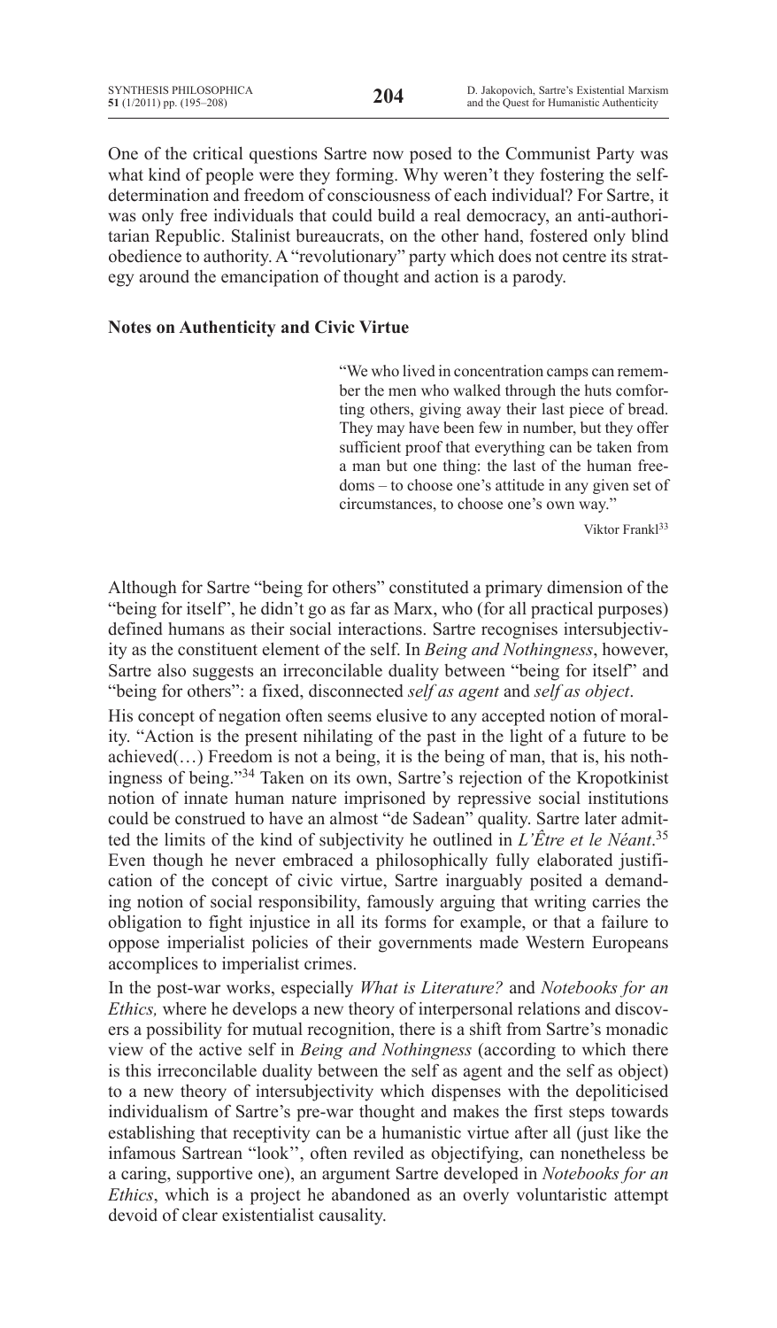One of the critical questions Sartre now posed to the Communist Party was what kind of people were they forming. Why weren't they fostering the self-determination and freedom of consciousness of each individual? For Sartre, it was only free individuals that could build a real democracy, an anti-authoritarian Republic. Stalinist bureaucrats, on the other hand, fostered only blind obedience to authority. A "revolutionary" party which does not centre its strategy around the emancipation of thought and action is a parody.

### Notes on Authenticity and Civic Virtue

> "We who lived in concentration camps can remember the men who walked through the huts comforting others, giving away their last piece of bread. They may have been few in number, but they offer sufficient proof that everything can be taken from a man but one thing: the last of the human freedoms – to choose one's attitude in any given set of circumstances, to choose one's own way."
>
> Viktor Frankl[33]

Although for Sartre "being for others" constituted a primary dimension of the "being for itself", he didn't go as far as Marx, who (for all practical purposes) defined humans as their social interactions. Sartre recognises intersubjectivity as the constituent element of the self. In *Being and Nothingness*, however, Sartre also suggests an irreconcilable duality between "being for itself" and "being for others": a fixed, disconnected *self as agent* and *self as object*.

His concept of negation often seems elusive to any accepted notion of morality. "Action is the present nihilating of the past in the light of a future to be achieved(…) Freedom is not a being, it is the being of man, that is, his nothingness of being."[34] Taken on its own, Sartre's rejection of the Kropotkinist notion of innate human nature imprisoned by repressive social institutions could be construed to have an almost "de Sadean" quality. Sartre later admitted the limits of the kind of subjectivity he outlined in *L'Être et le Néant*.[35] Even though he never embraced a philosophically fully elaborated justification of the concept of civic virtue, Sartre inarguably posited a demanding notion of social responsibility, famously arguing that writing carries the obligation to fight injustice in all its forms for example, or that a failure to oppose imperialist policies of their governments made Western Europeans accomplices to imperialist crimes.

In the post-war works, especially *What is Literature?* and *Notebooks for an Ethics,* where he develops a new theory of interpersonal relations and discovers a possibility for mutual recognition, there is a shift from Sartre's monadic view of the active self in *Being and Nothingness* (according to which there is this irreconcilable duality between the self as agent and the self as object) to a new theory of intersubjectivity which dispenses with the depoliticised individualism of Sartre's pre-war thought and makes the first steps towards establishing that receptivity can be a humanistic virtue after all (just like the infamous Sartrean "look'', often reviled as objectifying, can nonetheless be a caring, supportive one), an argument Sartre developed in *Notebooks for an Ethics*, which is a project he abandoned as an overly voluntaristic attempt devoid of clear existentialist causality.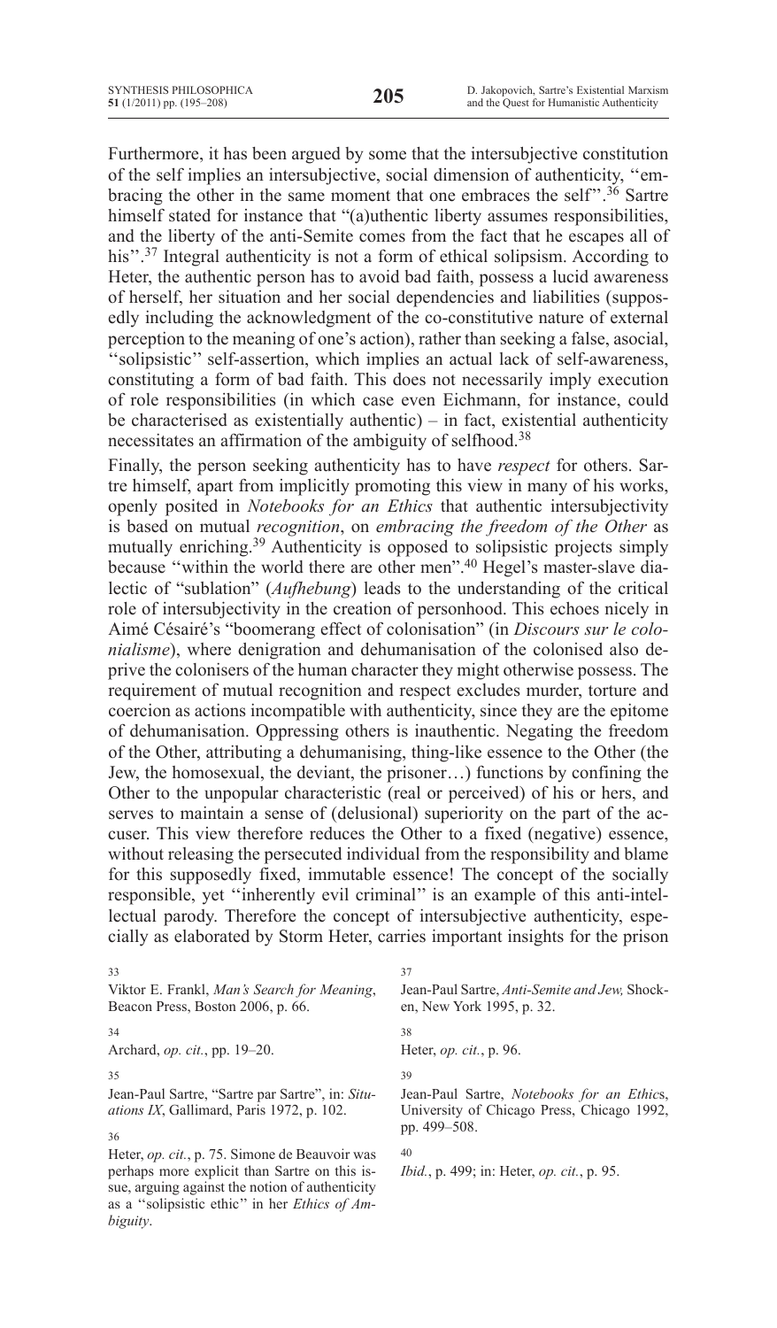Furthermore, it has been argued by some that the intersubjective constitution of the self implies an intersubjective, social dimension of authenticity, ''embracing the other in the same moment that one embraces the self''.[36] Sartre himself stated for instance that "(a)uthentic liberty assumes responsibilities, and the liberty of the anti-Semite comes from the fact that he escapes all of his''.[37] Integral authenticity is not a form of ethical solipsism. According to Heter, the authentic person has to avoid bad faith, possess a lucid awareness of herself, her situation and her social dependencies and liabilities (supposedly including the acknowledgment of the co-constitutive nature of external perception to the meaning of one's action), rather than seeking a false, asocial, ''solipsistic'' self-assertion, which implies an actual lack of self-awareness, constituting a form of bad faith. This does not necessarily imply execution of role responsibilities (in which case even Eichmann, for instance, could be characterised as existentially authentic) – in fact, existential authenticity necessitates an affirmation of the ambiguity of selfhood.[38]

Finally, the person seeking authenticity has to have *respect* for others. Sartre himself, apart from implicitly promoting this view in many of his works, openly posited in *Notebooks for an Ethics* that authentic intersubjectivity is based on mutual *recognition*, on *embracing the freedom of the Other* as mutually enriching.[39] Authenticity is opposed to solipsistic projects simply because ''within the world there are other men''.[40] Hegel's master-slave dialectic of "sublation" (*Aufhebung*) leads to the understanding of the critical role of intersubjectivity in the creation of personhood. This echoes nicely in Aimé Césairé's "boomerang effect of colonisation" (in *Discours sur le colonialisme*), where denigration and dehumanisation of the colonised also deprive the colonisers of the human character they might otherwise possess. The requirement of mutual recognition and respect excludes murder, torture and coercion as actions incompatible with authenticity, since they are the epitome of dehumanisation. Oppressing others is inauthentic. Negating the freedom of the Other, attributing a dehumanising, thing-like essence to the Other (the Jew, the homosexual, the deviant, the prisoner…) functions by confining the Other to the unpopular characteristic (real or perceived) of his or hers, and serves to maintain a sense of (delusional) superiority on the part of the accuser. This view therefore reduces the Other to a fixed (negative) essence, without releasing the persecuted individual from the responsibility and blame for this supposedly fixed, immutable essence! The concept of the socially responsible, yet ''inherently evil criminal'' is an example of this anti-intellectual parody. Therefore the concept of intersubjective authenticity, especially as elaborated by Storm Heter, carries important insights for the prison

---

[33] Viktor E. Frankl, *Man's Search for Meaning*, Beacon Press, Boston 2006, p. 66.

[34] Archard, *op. cit.*, pp. 19–20.

[35] Jean-Paul Sartre, "Sartre par Sartre", in: *Situations IX*, Gallimard, Paris 1972, p. 102.

[36] Heter, *op. cit.*, p. 75. Simone de Beauvoir was perhaps more explicit than Sartre on this issue, arguing against the notion of authenticity as a ''solipsistic ethic'' in her *Ethics of Ambiguity*.

[37] Jean-Paul Sartre, *Anti-Semite and Jew,* Shocken, New York 1995, p. 32.

[38] Heter, *op. cit.*, p. 96.

[39] Jean-Paul Sartre, *Notebooks for an Ethic*s, University of Chicago Press, Chicago 1992, pp. 499–508.

[40] *Ibid.*, p. 499; in: Heter, *op. cit.*, p. 95.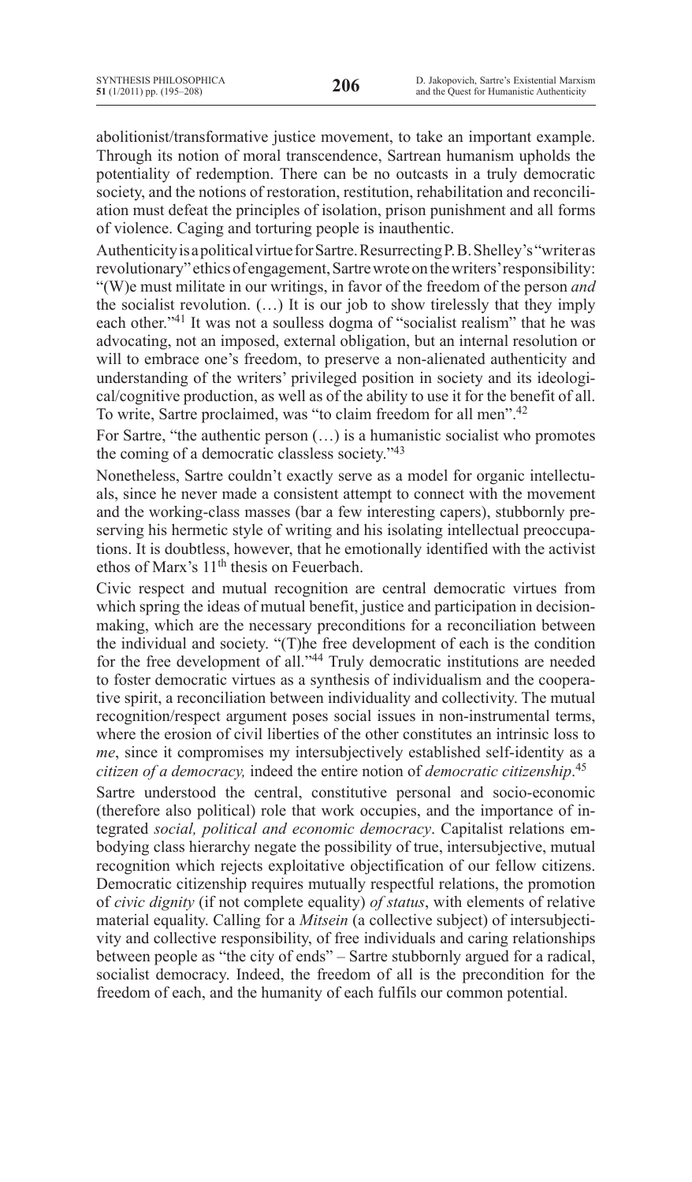abolitionist/transformative justice movement, to take an important example. Through its notion of moral transcendence, Sartrean humanism upholds the potentiality of redemption. There can be no outcasts in a truly democratic society, and the notions of restoration, restitution, rehabilitation and reconciliation must defeat the principles of isolation, prison punishment and all forms of violence. Caging and torturing people is inauthentic.

Authenticity is a political virtue for Sartre. Resurrecting P. B. Shelley's "writer as revolutionary" ethics of engagement, Sartre wrote on the writers' responsibility: "(W)e must militate in our writings, in favor of the freedom of the person *and* the socialist revolution. (…) It is our job to show tirelessly that they imply each other."[41] It was not a soulless dogma of "socialist realism" that he was advocating, not an imposed, external obligation, but an internal resolution or will to embrace one's freedom, to preserve a non-alienated authenticity and understanding of the writers' privileged position in society and its ideological/cognitive production, as well as of the ability to use it for the benefit of all. To write, Sartre proclaimed, was "to claim freedom for all men".[42]

For Sartre, "the authentic person (…) is a humanistic socialist who promotes the coming of a democratic classless society."[43]

Nonetheless, Sartre couldn't exactly serve as a model for organic intellectuals, since he never made a consistent attempt to connect with the movement and the working-class masses (bar a few interesting capers), stubbornly preserving his hermetic style of writing and his isolating intellectual preoccupations. It is doubtless, however, that he emotionally identified with the activist ethos of Marx's 11th thesis on Feuerbach.

Civic respect and mutual recognition are central democratic virtues from which spring the ideas of mutual benefit, justice and participation in decision-making, which are the necessary preconditions for a reconciliation between the individual and society. "(T)he free development of each is the condition for the free development of all."[44] Truly democratic institutions are needed to foster democratic virtues as a synthesis of individualism and the cooperative spirit, a reconciliation between individuality and collectivity. The mutual recognition/respect argument poses social issues in non-instrumental terms, where the erosion of civil liberties of the other constitutes an intrinsic loss to *me*, since it compromises my intersubjectively established self-identity as a *citizen of a democracy,* indeed the entire notion of *democratic citizenship*.[45]

Sartre understood the central, constitutive personal and socio-economic (therefore also political) role that work occupies, and the importance of integrated *social, political and economic democracy*. Capitalist relations embodying class hierarchy negate the possibility of true, intersubjective, mutual recognition which rejects exploitative objectification of our fellow citizens. Democratic citizenship requires mutually respectful relations, the promotion of *civic dignity* (if not complete equality) *of status*, with elements of relative material equality. Calling for a *Mitsein* (a collective subject) of intersubjectivity and collective responsibility, of free individuals and caring relationships between people as "the city of ends" – Sartre stubbornly argued for a radical, socialist democracy. Indeed, the freedom of all is the precondition for the freedom of each, and the humanity of each fulfils our common potential.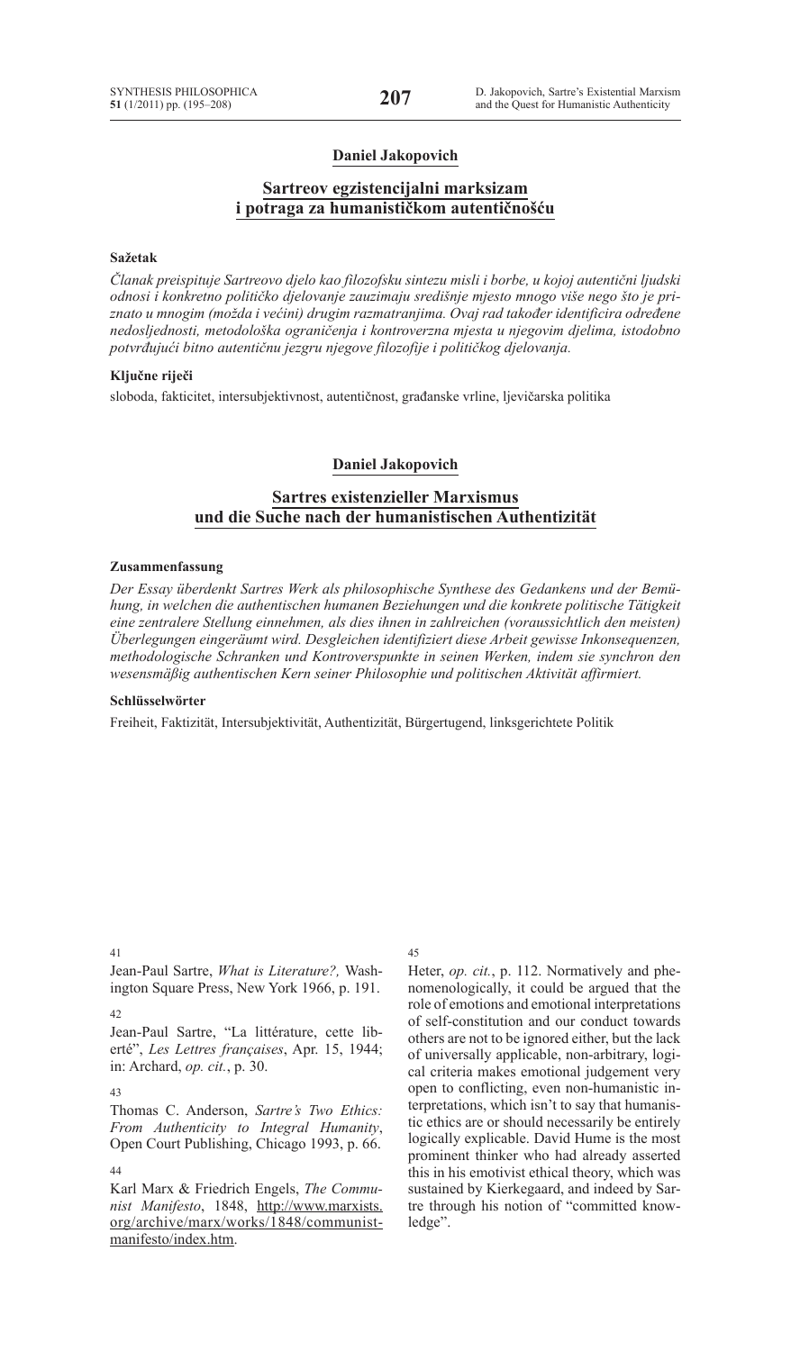**Daniel Jakopovich**

## Sartreov egzistencijalni marksizam i potraga za humanističkom autentičnošću

### Sažetak

*Članak preispituje Sartreovo djelo kao filozofsku sintezu misli i borbe, u kojoj autentični ljudski odnosi i konkretno političko djelovanje zauzimaju središnje mjesto mnogo više nego što je priznato u mnogim (možda i većini) drugim razmatranjima. Ovaj rad također identificira određene nedosljednosti, metodološka ograničenja i kontroverzna mjesta u njegovim djelima, istodobno potvrđujući bitno autentičnu jezgru njegove filozofije i političkog djelovanja.*

### Ključne riječi

sloboda, fakticitet, intersubjektivnost, autentičnost, građanske vrline, ljevičarska politika

**Daniel Jakopovich**

## Sartres existenzieller Marxismus und die Suche nach der humanistischen Authentizität

### Zusammenfassung

*Der Essay überdenkt Sartres Werk als philosophische Synthese des Gedankens und der Bemühung, in welchen die authentischen humanen Beziehungen und die konkrete politische Tätigkeit eine zentralere Stellung einnehmen, als dies ihnen in zahlreichen (voraussichtlich den meisten) Überlegungen eingeräumt wird. Desgleichen identifiziert diese Arbeit gewisse Inkonsequenzen, methodologische Schranken und Kontroverspunkte in seinen Werken, indem sie synchron den wesensmäßig authentischen Kern seiner Philosophie und politischen Aktivität affirmiert.*

### Schlüsselwörter

Freiheit, Faktizität, Intersubjektivität, Authentizität, Bürgertugend, linksgerichtete Politik

---

41
Jean-Paul Sartre, *What is Literature?,* Washington Square Press, New York 1966, p. 191.

42
Jean-Paul Sartre, "La littérature, cette liberté", *Les Lettres françaises*, Apr. 15, 1944; in: Archard, *op. cit.*, p. 30.

43
Thomas C. Anderson, *Sartre's Two Ethics: From Authenticity to Integral Humanity*, Open Court Publishing, Chicago 1993, p. 66.

44
Karl Marx & Friedrich Engels, *The Communist Manifesto*, 1848, http://www.marxists.org/archive/marx/works/1848/communist-manifesto/index.htm.

45
Heter, *op. cit.*, p. 112. Normatively and phenomenologically, it could be argued that the role of emotions and emotional interpretations of self-constitution and our conduct towards others are not to be ignored either, but the lack of universally applicable, non-arbitrary, logical criteria makes emotional judgement very open to conflicting, even non-humanistic interpretations, which isn't to say that humanistic ethics are or should necessarily be entirely logically explicable. David Hume is the most prominent thinker who had already asserted this in his emotivist ethical theory, which was sustained by Kierkegaard, and indeed by Sartre through his notion of "committed knowledge".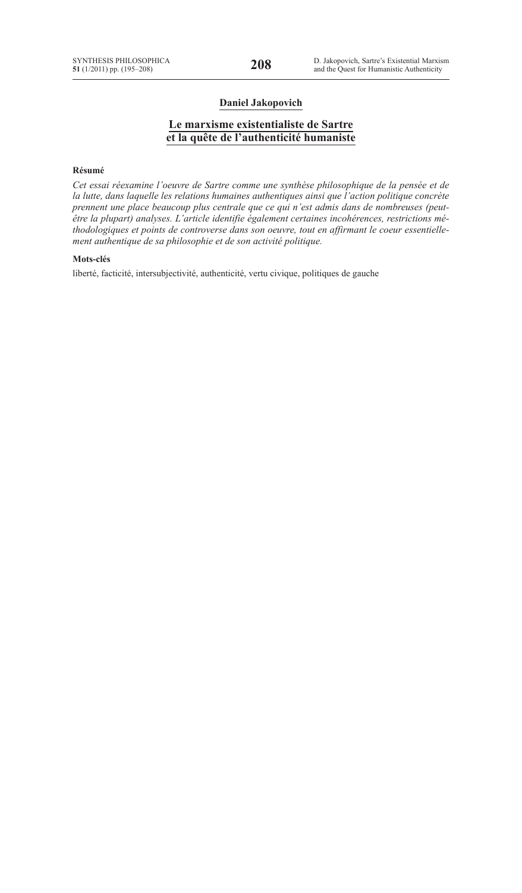**Daniel Jakopovich**

## Le marxisme existentialiste de Sartre et la quête de l'authenticité humaniste

**Résumé**

*Cet essai réexamine l'oeuvre de Sartre comme une synthèse philosophique de la pensée et de la lutte, dans laquelle les relations humaines authentiques ainsi que l'action politique concrète prennent une place beaucoup plus centrale que ce qui n'est admis dans de nombreuses (peut-être la plupart) analyses. L'article identifie également certaines incohérences, restrictions méthodologiques et points de controverse dans son oeuvre, tout en affirmant le coeur essentiellement authentique de sa philosophie et de son activité politique.*

**Mots-clés**

liberté, facticité, intersubjectivité, authenticité, vertu civique, politiques de gauche